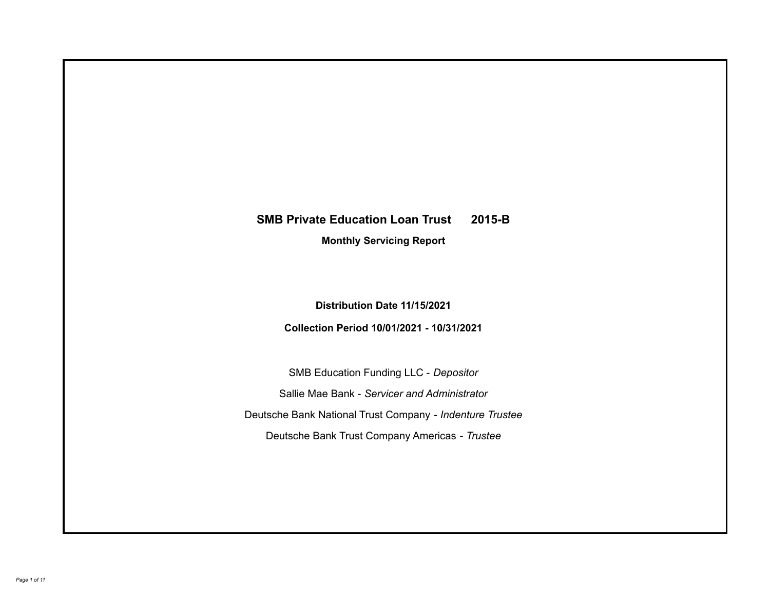# SMB Private Education Loan Trust 2015-B

## Monthly Servicing Report

**Distribution Date 11/15/2021**

**Collection Period 10/01/2021 - 10/31/2021**

SMB Education Funding LLC - *Depositor*

Sallie Mae Bank - *Servicer and Administrator*

Deutsche Bank National Trust Company - *Indenture Trustee*

Deutsche Bank Trust Company Americas - *Trustee*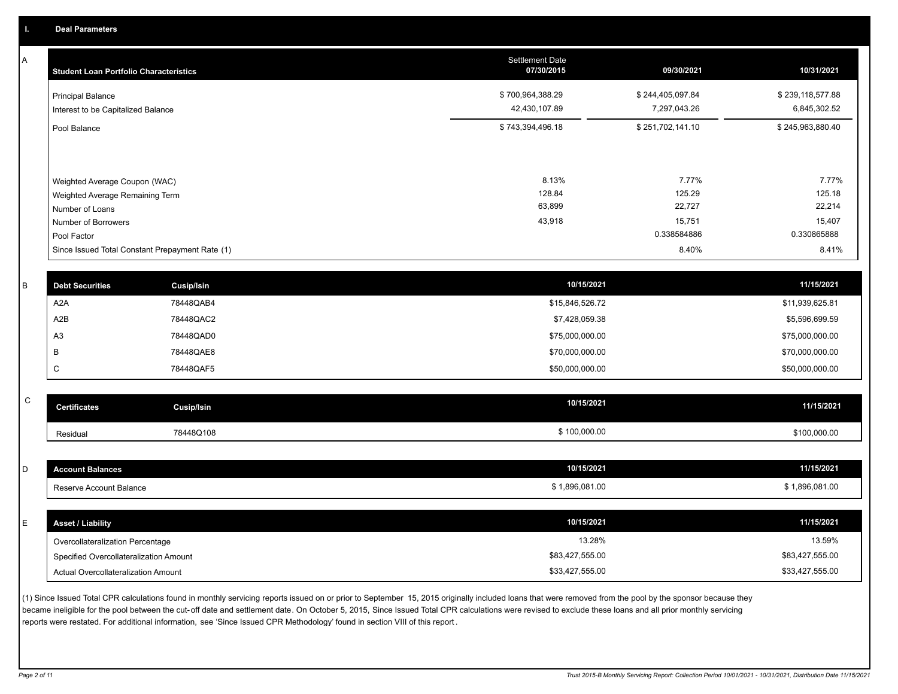## I. Deal Parameters

### A

| Student Loan Portfolio Characteristics | Settlement Date 07/30/2015 | 09/30/2021 | 10/31/2021 |
|---|---|---|---|
| Principal Balance | $ 700,964,388.29 | $ 244,405,097.84 | $ 239,118,577.88 |
| Interest to be Capitalized Balance | 42,430,107.89 | 7,297,043.26 | 6,845,302.52 |
| Pool Balance | $ 743,394,496.18 | $ 251,702,141.10 | $ 245,963,880.40 |
| Weighted Average Coupon (WAC) | 8.13% | 7.77% | 7.77% |
| Weighted Average Remaining Term | 128.84 | 125.29 | 125.18 |
| Number of Loans | 63,899 | 22,727 | 22,214 |
| Number of Borrowers | 43,918 | 15,751 | 15,407 |
| Pool Factor | | 0.338584886 | 0.330865888 |
| Since Issued Total Constant Prepayment Rate (1) | | 8.40% | 8.41% |

### B

| Debt Securities | Cusip/Isin | 10/15/2021 | 11/15/2021 |
|---|---|---|---|
| A2A | 78448QAB4 | $15,846,526.72 | $11,939,625.81 |
| A2B | 78448QAC2 | $7,428,059.38 | $5,596,699.59 |
| A3 | 78448QAD0 | $75,000,000.00 | $75,000,000.00 |
| B | 78448QAE8 | $70,000,000.00 | $70,000,000.00 |
| C | 78448QAF5 | $50,000,000.00 | $50,000,000.00 |

### C

| Certificates | Cusip/Isin | 10/15/2021 | 11/15/2021 |
|---|---|---|---|
| Residual | 78448Q108 | $ 100,000.00 | $100,000.00 |

### D

| Account Balances | 10/15/2021 | 11/15/2021 |
|---|---|---|
| Reserve Account Balance | $ 1,896,081.00 | $ 1,896,081.00 |

### E

| Asset / Liability | 10/15/2021 | 11/15/2021 |
|---|---|---|
| Overcollateralization Percentage | 13.28% | 13.59% |
| Specified Overcollateralization Amount | $83,427,555.00 | $83,427,555.00 |
| Actual Overcollateralization Amount | $33,427,555.00 | $33,427,555.00 |

(1) Since Issued Total CPR calculations found in monthly servicing reports issued on or prior to September 15, 2015 originally included loans that were removed from the pool by the sponsor because they became ineligible for the pool between the cut-off date and settlement date. On October 5, 2015, Since Issued Total CPR calculations were revised to exclude these loans and all prior monthly servicing reports were restated. For additional information, see 'Since Issued CPR Methodology' found in section VIII of this report.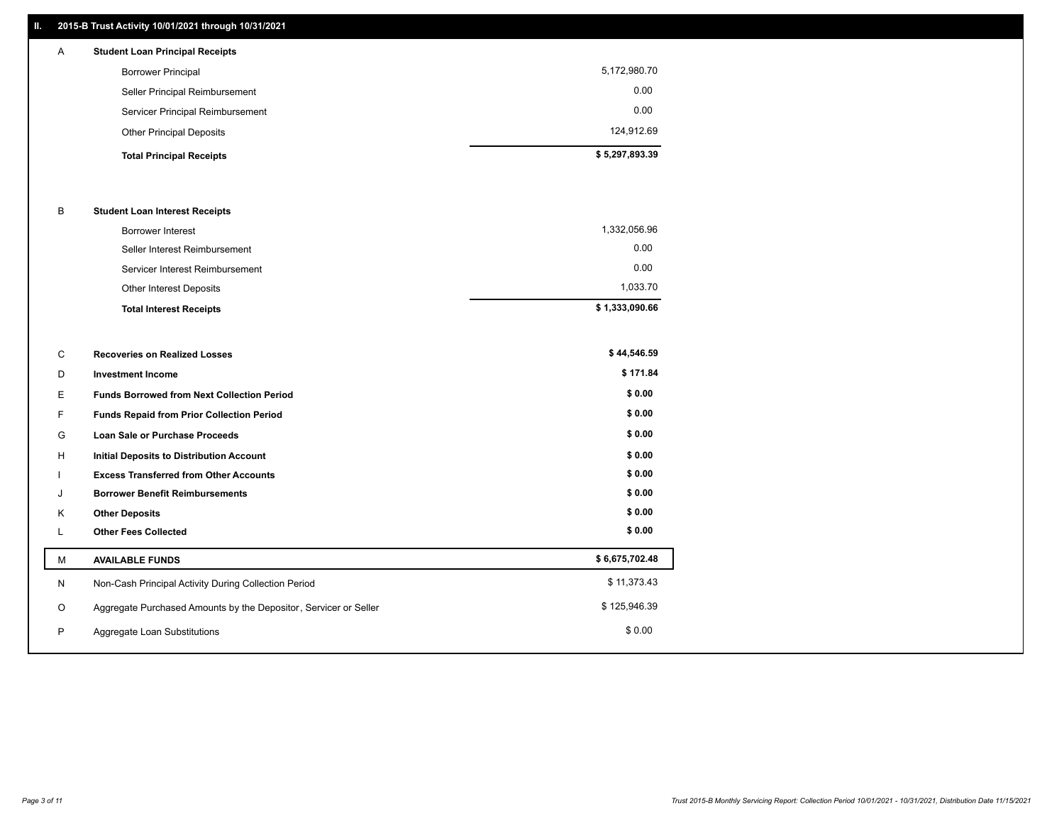## II. 2015-B Trust Activity 10/01/2021 through 10/31/2021

| | | |
|---|---|---|
| A | **Student Loan Principal Receipts** | |
| | Borrower Principal | 5,172,980.70 |
| | Seller Principal Reimbursement | 0.00 |
| | Servicer Principal Reimbursement | 0.00 |
| | Other Principal Deposits | 124,912.69 |
| | **Total Principal Receipts** | **$ 5,297,893.39** |
| B | **Student Loan Interest Receipts** | |
| | Borrower Interest | 1,332,056.96 |
| | Seller Interest Reimbursement | 0.00 |
| | Servicer Interest Reimbursement | 0.00 |
| | Other Interest Deposits | 1,033.70 |
| | **Total Interest Receipts** | **$ 1,333,090.66** |
| C | **Recoveries on Realized Losses** | **$ 44,546.59** |
| D | **Investment Income** | **$ 171.84** |
| E | **Funds Borrowed from Next Collection Period** | **$ 0.00** |
| F | **Funds Repaid from Prior Collection Period** | **$ 0.00** |
| G | **Loan Sale or Purchase Proceeds** | **$ 0.00** |
| H | **Initial Deposits to Distribution Account** | **$ 0.00** |
| I | **Excess Transferred from Other Accounts** | **$ 0.00** |
| J | **Borrower Benefit Reimbursements** | **$ 0.00** |
| K | **Other Deposits** | **$ 0.00** |
| L | **Other Fees Collected** | **$ 0.00** |
| M | **AVAILABLE FUNDS** | **$ 6,675,702.48** |
| N | Non-Cash Principal Activity During Collection Period | $ 11,373.43 |
| O | Aggregate Purchased Amounts by the Depositor, Servicer or Seller | $ 125,946.39 |
| P | Aggregate Loan Substitutions | $ 0.00 |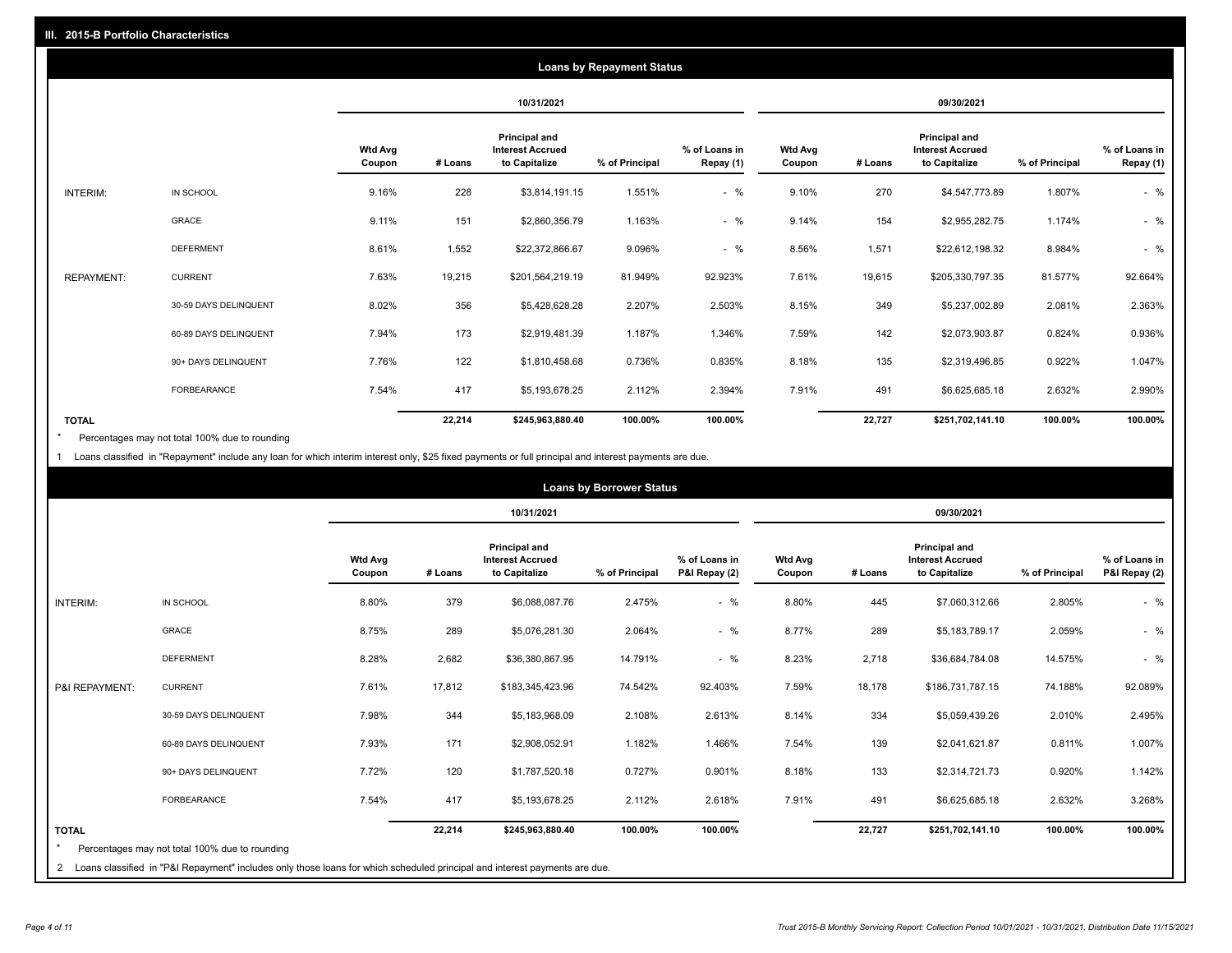## III. 2015-B Portfolio Characteristics

### Loans by Repayment Status

| | | 10/31/2021 | | | | | 09/30/2021 | | | | |
|---|---|---|---|---|---|---|---|---|---|---|---|
| | | Wtd Avg Coupon | # Loans | Principal and Interest Accrued to Capitalize | % of Principal | % of Loans in Repay (1) | Wtd Avg Coupon | # Loans | Principal and Interest Accrued to Capitalize | % of Principal | % of Loans in Repay (1) |
| INTERIM: | IN SCHOOL | 9.16% | 228 | $3,814,191.15 | 1.551% | - % | 9.10% | 270 | $4,547,773.89 | 1.807% | - % |
| | GRACE | 9.11% | 151 | $2,860,356.79 | 1.163% | - % | 9.14% | 154 | $2,955,282.75 | 1.174% | - % |
| | DEFERMENT | 8.61% | 1,552 | $22,372,866.67 | 9.096% | - % | 8.56% | 1,571 | $22,612,198.32 | 8.984% | - % |
| REPAYMENT: | CURRENT | 7.63% | 19,215 | $201,564,219.19 | 81.949% | 92.923% | 7.61% | 19,615 | $205,330,797.35 | 81.577% | 92.664% |
| | 30-59 DAYS DELINQUENT | 8.02% | 356 | $5,428,628.28 | 2.207% | 2.503% | 8.15% | 349 | $5,237,002.89 | 2.081% | 2.363% |
| | 60-89 DAYS DELINQUENT | 7.94% | 173 | $2,919,481.39 | 1.187% | 1.346% | 7.59% | 142 | $2,073,903.87 | 0.824% | 0.936% |
| | 90+ DAYS DELINQUENT | 7.76% | 122 | $1,810,458.68 | 0.736% | 0.835% | 8.18% | 135 | $2,319,496.85 | 0.922% | 1.047% |
| | FORBEARANCE | 7.54% | 417 | $5,193,678.25 | 2.112% | 2.394% | 7.91% | 491 | $6,625,685.18 | 2.632% | 2.990% |
| **TOTAL** | | | **22,214** | **$245,963,880.40** | **100.00%** | **100.00%** | | **22,727** | **$251,702,141.10** | **100.00%** | **100.00%** |

\* Percentages may not total 100% due to rounding

1 Loans classified in "Repayment" include any loan for which interim interest only, $25 fixed payments or full principal and interest payments are due.

### Loans by Borrower Status

| | | 10/31/2021 | | | | | 09/30/2021 | | | | |
|---|---|---|---|---|---|---|---|---|---|---|---|
| | | Wtd Avg Coupon | # Loans | Principal and Interest Accrued to Capitalize | % of Principal | % of Loans in P&I Repay (2) | Wtd Avg Coupon | # Loans | Principal and Interest Accrued to Capitalize | % of Principal | % of Loans in P&I Repay (2) |
| INTERIM: | IN SCHOOL | 8.80% | 379 | $6,088,087.76 | 2.475% | - % | 8.80% | 445 | $7,060,312.66 | 2.805% | - % |
| | GRACE | 8.75% | 289 | $5,076,281.30 | 2.064% | - % | 8.77% | 289 | $5,183,789.17 | 2.059% | - % |
| | DEFERMENT | 8.28% | 2,682 | $36,380,867.95 | 14.791% | - % | 8.23% | 2,718 | $36,684,784.08 | 14.575% | - % |
| P&I REPAYMENT: | CURRENT | 7.61% | 17,812 | $183,345,423.96 | 74.542% | 92.403% | 7.59% | 18,178 | $186,731,787.15 | 74.188% | 92.089% |
| | 30-59 DAYS DELINQUENT | 7.98% | 344 | $5,183,968.09 | 2.108% | 2.613% | 8.14% | 334 | $5,059,439.26 | 2.010% | 2.495% |
| | 60-89 DAYS DELINQUENT | 7.93% | 171 | $2,908,052.91 | 1.182% | 1.466% | 7.54% | 139 | $2,041,621.87 | 0.811% | 1.007% |
| | 90+ DAYS DELINQUENT | 7.72% | 120 | $1,787,520.18 | 0.727% | 0.901% | 8.18% | 133 | $2,314,721.73 | 0.920% | 1.142% |
| | FORBEARANCE | 7.54% | 417 | $5,193,678.25 | 2.112% | 2.618% | 7.91% | 491 | $6,625,685.18 | 2.632% | 3.268% |
| **TOTAL** | | | **22,214** | **$245,963,880.40** | **100.00%** | **100.00%** | | **22,727** | **$251,702,141.10** | **100.00%** | **100.00%** |

\* Percentages may not total 100% due to rounding

2 Loans classified in "P&I Repayment" includes only those loans for which scheduled principal and interest payments are due.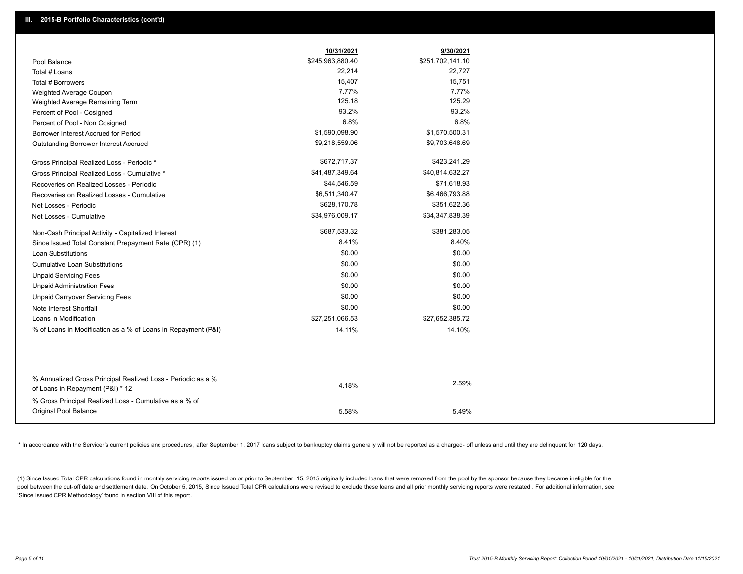## III. 2015-B Portfolio Characteristics (cont'd)

| | 10/31/2021 | 9/30/2021 |
|---|---|---|
| Pool Balance | $245,963,880.40 | $251,702,141.10 |
| Total # Loans | 22,214 | 22,727 |
| Total # Borrowers | 15,407 | 15,751 |
| Weighted Average Coupon | 7.77% | 7.77% |
| Weighted Average Remaining Term | 125.18 | 125.29 |
| Percent of Pool - Cosigned | 93.2% | 93.2% |
| Percent of Pool - Non Cosigned | 6.8% | 6.8% |
| Borrower Interest Accrued for Period | $1,590,098.90 | $1,570,500.31 |
| Outstanding Borrower Interest Accrued | $9,218,559.06 | $9,703,648.69 |
| Gross Principal Realized Loss - Periodic * | $672,717.37 | $423,241.29 |
| Gross Principal Realized Loss - Cumulative * | $41,487,349.64 | $40,814,632.27 |
| Recoveries on Realized Losses - Periodic | $44,546.59 | $71,618.93 |
| Recoveries on Realized Losses - Cumulative | $6,511,340.47 | $6,466,793.88 |
| Net Losses - Periodic | $628,170.78 | $351,622.36 |
| Net Losses - Cumulative | $34,976,009.17 | $34,347,838.39 |
| Non-Cash Principal Activity - Capitalized Interest | $687,533.32 | $381,283.05 |
| Since Issued Total Constant Prepayment Rate (CPR) (1) | 8.41% | 8.40% |
| Loan Substitutions | $0.00 | $0.00 |
| Cumulative Loan Substitutions | $0.00 | $0.00 |
| Unpaid Servicing Fees | $0.00 | $0.00 |
| Unpaid Administration Fees | $0.00 | $0.00 |
| Unpaid Carryover Servicing Fees | $0.00 | $0.00 |
| Note Interest Shortfall | $0.00 | $0.00 |
| Loans in Modification | $27,251,066.53 | $27,652,385.72 |
| % of Loans in Modification as a % of Loans in Repayment (P&I) | 14.11% | 14.10% |
| % Annualized Gross Principal Realized Loss - Periodic as a % of Loans in Repayment (P&I) * 12 | 4.18% | 2.59% |
| % Gross Principal Realized Loss - Cumulative as a % of Original Pool Balance | 5.58% | 5.49% |

* In accordance with the Servicer's current policies and procedures , after September 1, 2017 loans subject to bankruptcy claims generally will not be reported as a charged- off unless and until they are delinquent for 120 days.

(1) Since Issued Total CPR calculations found in monthly servicing reports issued on or prior to September 15, 2015 originally included loans that were removed from the pool by the sponsor because they became ineligible for the pool between the cut-off date and settlement date. On October 5, 2015, Since Issued Total CPR calculations were revised to exclude these loans and all prior monthly servicing reports were restated . For additional information, see 'Since Issued CPR Methodology' found in section VIII of this report .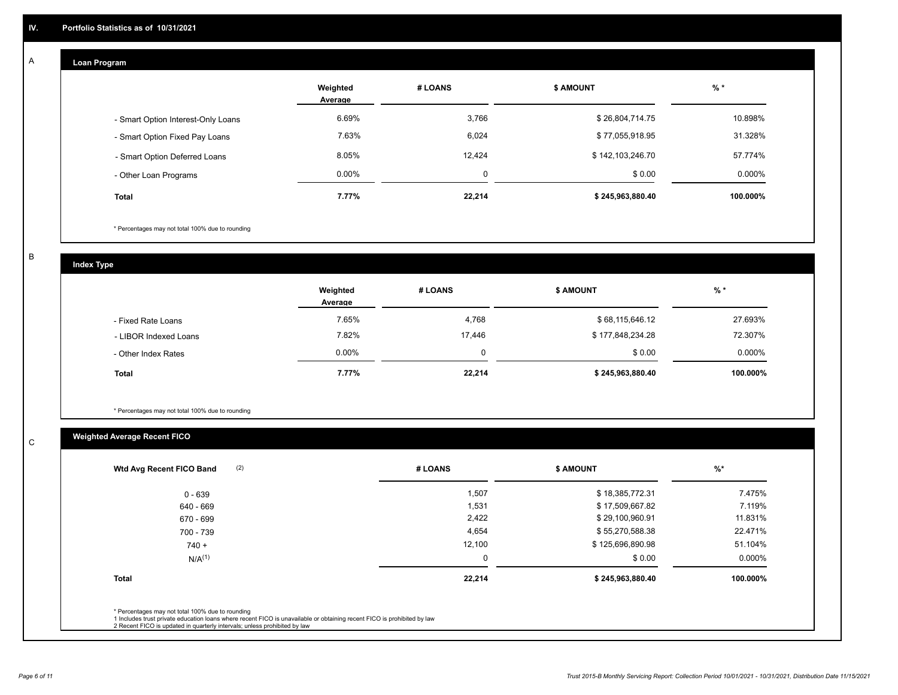## IV. Portfolio Statistics as of 10/31/2021

### A

**Loan Program**

| | Weighted Average | # LOANS | $ AMOUNT | % * |
|---|---|---|---|---|
| - Smart Option Interest-Only Loans | 6.69% | 3,766 | $ 26,804,714.75 | 10.898% |
| - Smart Option Fixed Pay Loans | 7.63% | 6,024 | $ 77,055,918.95 | 31.328% |
| - Smart Option Deferred Loans | 8.05% | 12,424 | $ 142,103,246.70 | 57.774% |
| - Other Loan Programs | 0.00% | 0 | $ 0.00 | 0.000% |
| **Total** | **7.77%** | **22,214** | **$ 245,963,880.40** | **100.000%** |

\* Percentages may not total 100% due to rounding

### B

**Index Type**

| | Weighted Average | # LOANS | $ AMOUNT | % * |
|---|---|---|---|---|
| - Fixed Rate Loans | 7.65% | 4,768 | $ 68,115,646.12 | 27.693% |
| - LIBOR Indexed Loans | 7.82% | 17,446 | $ 177,848,234.28 | 72.307% |
| - Other Index Rates | 0.00% | 0 | $ 0.00 | 0.000% |
| **Total** | **7.77%** | **22,214** | **$ 245,963,880.40** | **100.000%** |

\* Percentages may not total 100% due to rounding

### C

**Weighted Average Recent FICO**

| Wtd Avg Recent FICO Band (2) | # LOANS | $ AMOUNT | %* |
|---|---|---|---|
| 0 - 639 | 1,507 | $ 18,385,772.31 | 7.475% |
| 640 - 669 | 1,531 | $ 17,509,667.82 | 7.119% |
| 670 - 699 | 2,422 | $ 29,100,960.91 | 11.831% |
| 700 - 739 | 4,654 | $ 55,270,588.38 | 22.471% |
| 740 + | 12,100 | $ 125,696,890.98 | 51.104% |
| N/A(1) | 0 | $ 0.00 | 0.000% |
| **Total** | **22,214** | **$ 245,963,880.40** | **100.000%** |

\* Percentages may not total 100% due to rounding
1 Includes trust private education loans where recent FICO is unavailable or obtaining recent FICO is prohibited by law
2 Recent FICO is updated in quarterly intervals; unless prohibited by law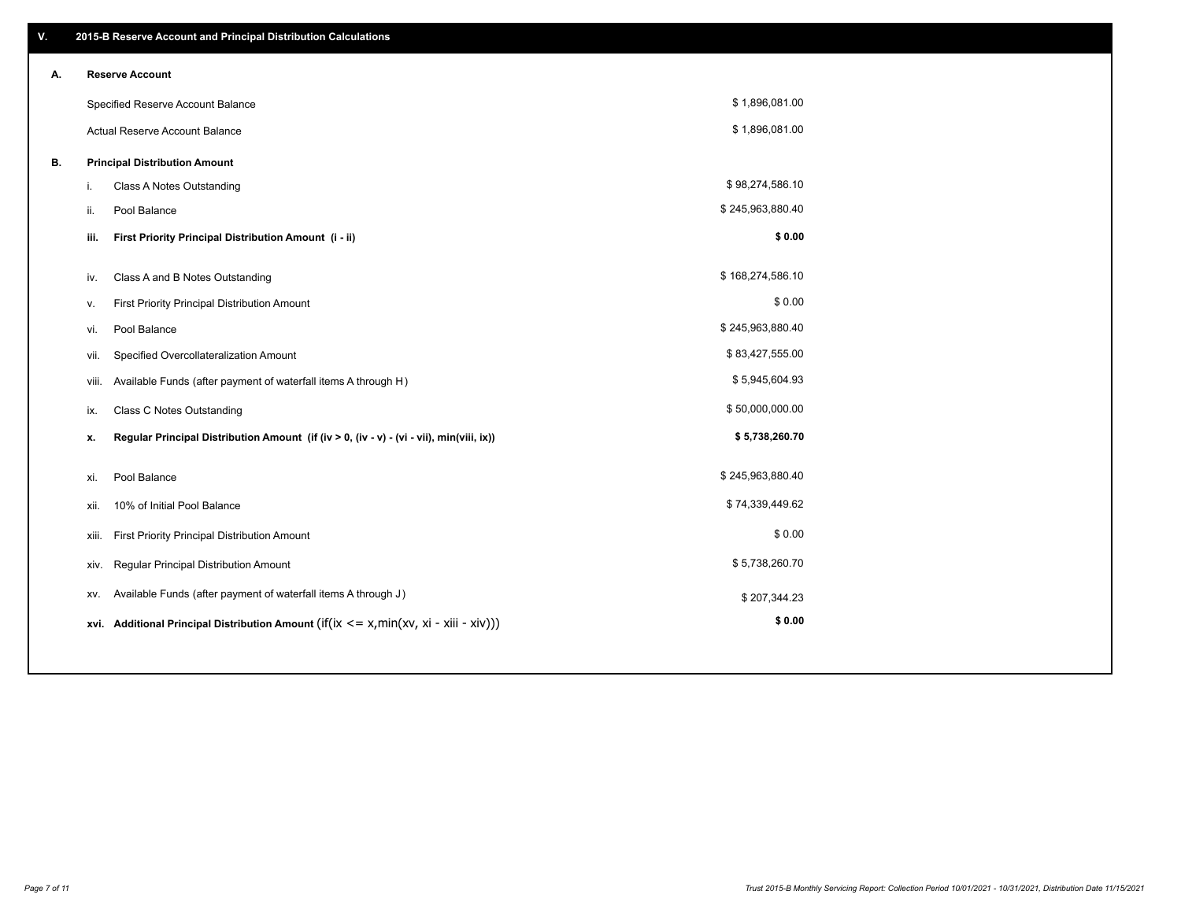## V. 2015-B Reserve Account and Principal Distribution Calculations

### A. Reserve Account

| | |
|---|---|
| Specified Reserve Account Balance | $ 1,896,081.00 |
| Actual Reserve Account Balance | $ 1,896,081.00 |

### B. Principal Distribution Amount

| | | |
|---|---|---|
| i. | Class A Notes Outstanding | $ 98,274,586.10 |
| ii. | Pool Balance | $ 245,963,880.40 |
| **iii.** | **First Priority Principal Distribution Amount (i - ii)** | **$ 0.00** |
| iv. | Class A and B Notes Outstanding | $ 168,274,586.10 |
| v. | First Priority Principal Distribution Amount | $ 0.00 |
| vi. | Pool Balance | $ 245,963,880.40 |
| vii. | Specified Overcollateralization Amount | $ 83,427,555.00 |
| viii. | Available Funds (after payment of waterfall items A through H) | $ 5,945,604.93 |
| ix. | Class C Notes Outstanding | $ 50,000,000.00 |
| **x.** | **Regular Principal Distribution Amount (if (iv > 0, (iv - v) - (vi - vii), min(viii, ix))** | **$ 5,738,260.70** |
| xi. | Pool Balance | $ 245,963,880.40 |
| xii. | 10% of Initial Pool Balance | $ 74,339,449.62 |
| xiii. | First Priority Principal Distribution Amount | $ 0.00 |
| xiv. | Regular Principal Distribution Amount | $ 5,738,260.70 |
| xv. | Available Funds (after payment of waterfall items A through J) | $ 207,344.23 |
| **xvi.** | **Additional Principal Distribution Amount** (if(ix <= x,min(xv, xi - xiii - xiv))) | **$ 0.00** |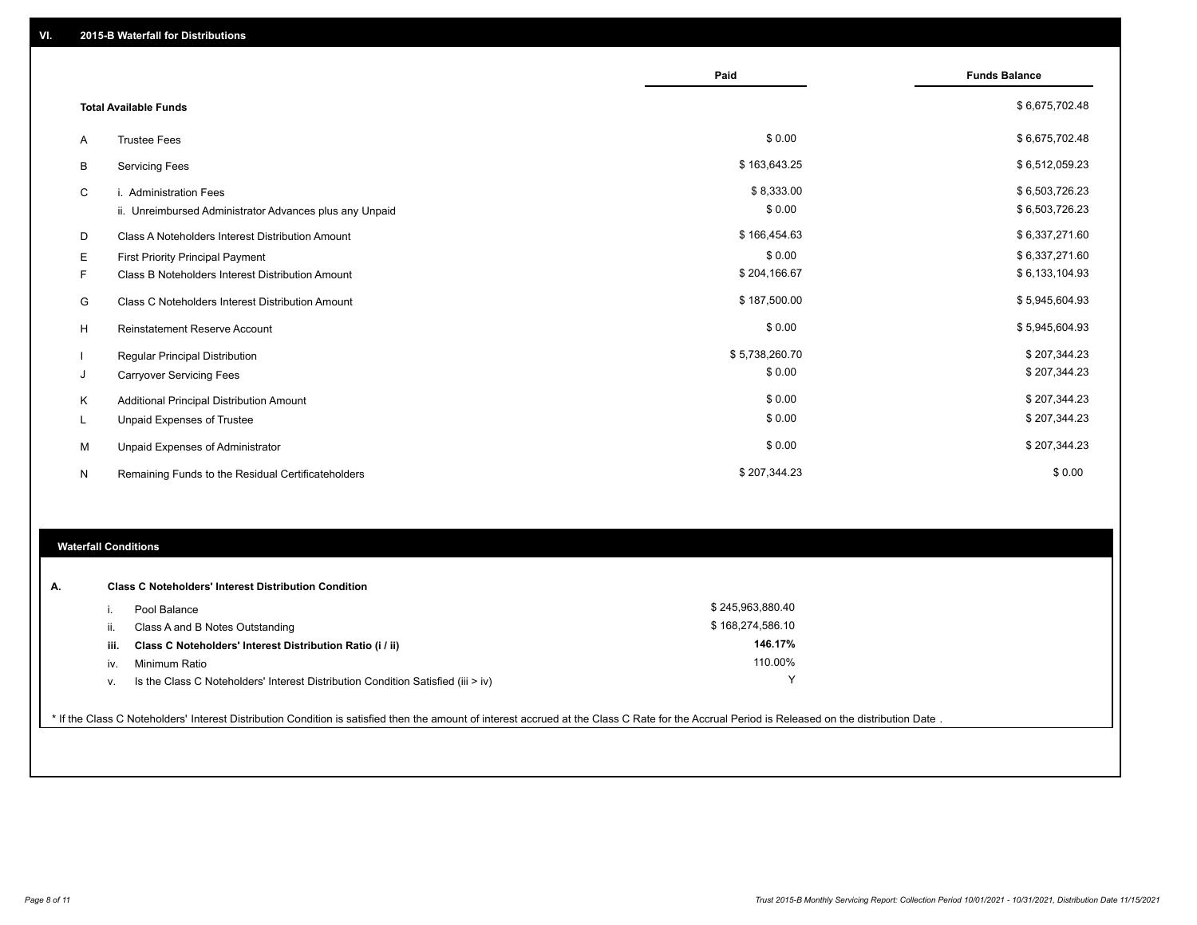## VI. 2015-B Waterfall for Distributions

| | | Paid | Funds Balance |
|---|---|---|---|
| | **Total Available Funds** | | $ 6,675,702.48 |
| A | Trustee Fees | $ 0.00 | $ 6,675,702.48 |
| B | Servicing Fees | $ 163,643.25 | $ 6,512,059.23 |
| C | i. Administration Fees | $ 8,333.00 | $ 6,503,726.23 |
| | ii. Unreimbursed Administrator Advances plus any Unpaid | $ 0.00 | $ 6,503,726.23 |
| D | Class A Noteholders Interest Distribution Amount | $ 166,454.63 | $ 6,337,271.60 |
| E | First Priority Principal Payment | $ 0.00 | $ 6,337,271.60 |
| F | Class B Noteholders Interest Distribution Amount | $ 204,166.67 | $ 6,133,104.93 |
| G | Class C Noteholders Interest Distribution Amount | $ 187,500.00 | $ 5,945,604.93 |
| H | Reinstatement Reserve Account | $ 0.00 | $ 5,945,604.93 |
| I | Regular Principal Distribution | $ 5,738,260.70 | $ 207,344.23 |
| J | Carryover Servicing Fees | $ 0.00 | $ 207,344.23 |
| K | Additional Principal Distribution Amount | $ 0.00 | $ 207,344.23 |
| L | Unpaid Expenses of Trustee | $ 0.00 | $ 207,344.23 |
| M | Unpaid Expenses of Administrator | $ 0.00 | $ 207,344.23 |
| N | Remaining Funds to the Residual Certificateholders | $ 207,344.23 | $ 0.00 |

### Waterfall Conditions

**A. Class C Noteholders' Interest Distribution Condition**

| | | |
|---|---|---|
| i. | Pool Balance | $ 245,963,880.40 |
| ii. | Class A and B Notes Outstanding | $ 168,274,586.10 |
| **iii.** | **Class C Noteholders' Interest Distribution Ratio (i / ii)** | **146.17%** |
| iv. | Minimum Ratio | 110.00% |
| v. | Is the Class C Noteholders' Interest Distribution Condition Satisfied (iii > iv) | Y |

* If the Class C Noteholders' Interest Distribution Condition is satisfied then the amount of interest accrued at the Class C Rate for the Accrual Period is Released on the distribution Date .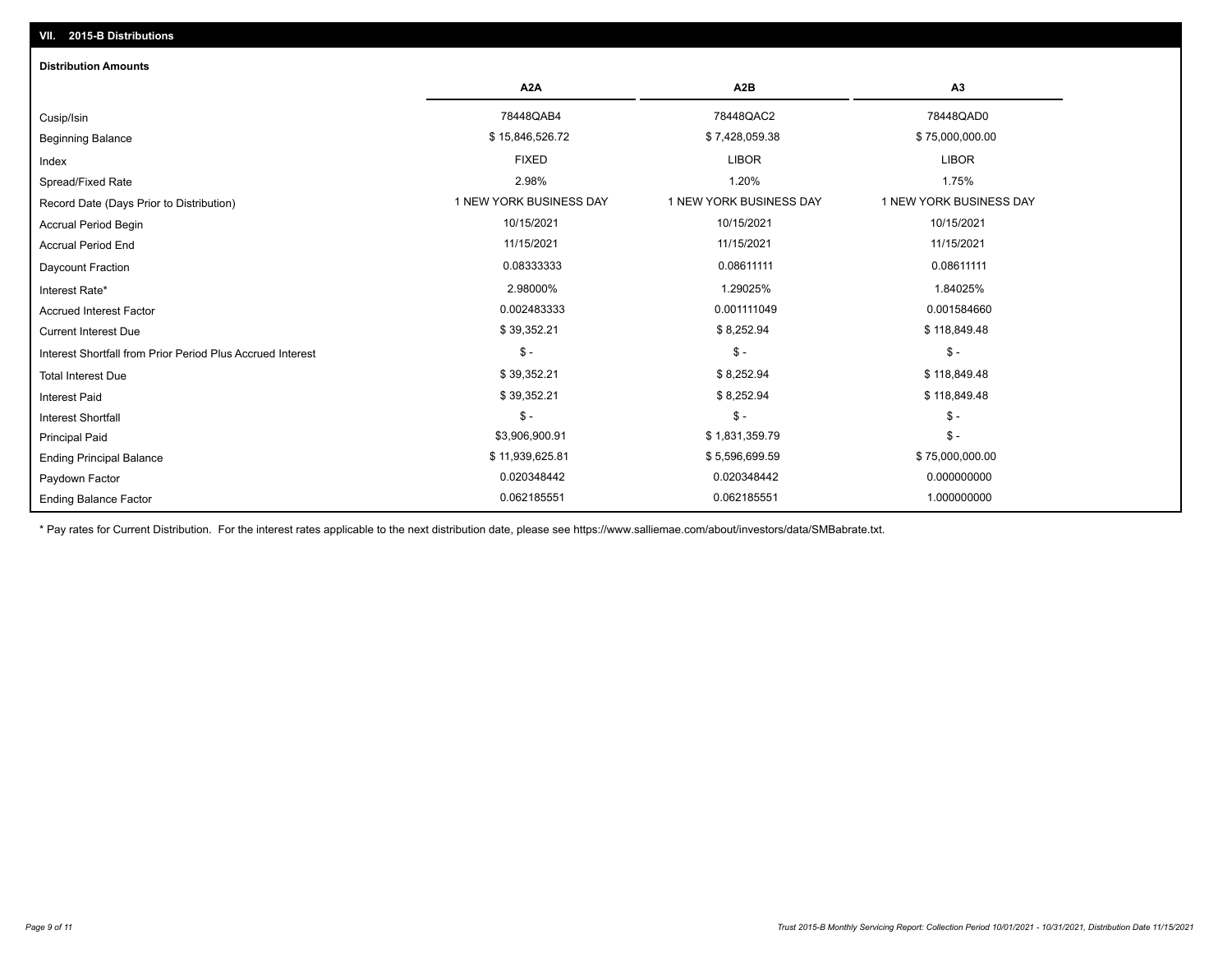## VII. 2015-B Distributions

### Distribution Amounts

| | A2A | A2B | A3 |
|---|---|---|---|
| Cusip/Isin | 78448QAB4 | 78448QAC2 | 78448QAD0 |
| Beginning Balance | $ 15,846,526.72 | $ 7,428,059.38 | $ 75,000,000.00 |
| Index | FIXED | LIBOR | LIBOR |
| Spread/Fixed Rate | 2.98% | 1.20% | 1.75% |
| Record Date (Days Prior to Distribution) | 1 NEW YORK BUSINESS DAY | 1 NEW YORK BUSINESS DAY | 1 NEW YORK BUSINESS DAY |
| Accrual Period Begin | 10/15/2021 | 10/15/2021 | 10/15/2021 |
| Accrual Period End | 11/15/2021 | 11/15/2021 | 11/15/2021 |
| Daycount Fraction | 0.08333333 | 0.08611111 | 0.08611111 |
| Interest Rate* | 2.98000% | 1.29025% | 1.84025% |
| Accrued Interest Factor | 0.002483333 | 0.001111049 | 0.001584660 |
| Current Interest Due | $ 39,352.21 | $ 8,252.94 | $ 118,849.48 |
| Interest Shortfall from Prior Period Plus Accrued Interest | $ - | $ - | $ - |
| Total Interest Due | $ 39,352.21 | $ 8,252.94 | $ 118,849.48 |
| Interest Paid | $ 39,352.21 | $ 8,252.94 | $ 118,849.48 |
| Interest Shortfall | $ - | $ - | $ - |
| Principal Paid | $3,906,900.91 | $ 1,831,359.79 | $ - |
| Ending Principal Balance | $ 11,939,625.81 | $ 5,596,699.59 | $ 75,000,000.00 |
| Paydown Factor | 0.020348442 | 0.020348442 | 0.000000000 |
| Ending Balance Factor | 0.062185551 | 0.062185551 | 1.000000000 |

* Pay rates for Current Distribution. For the interest rates applicable to the next distribution date, please see https://www.salliemae.com/about/investors/data/SMBabrate.txt.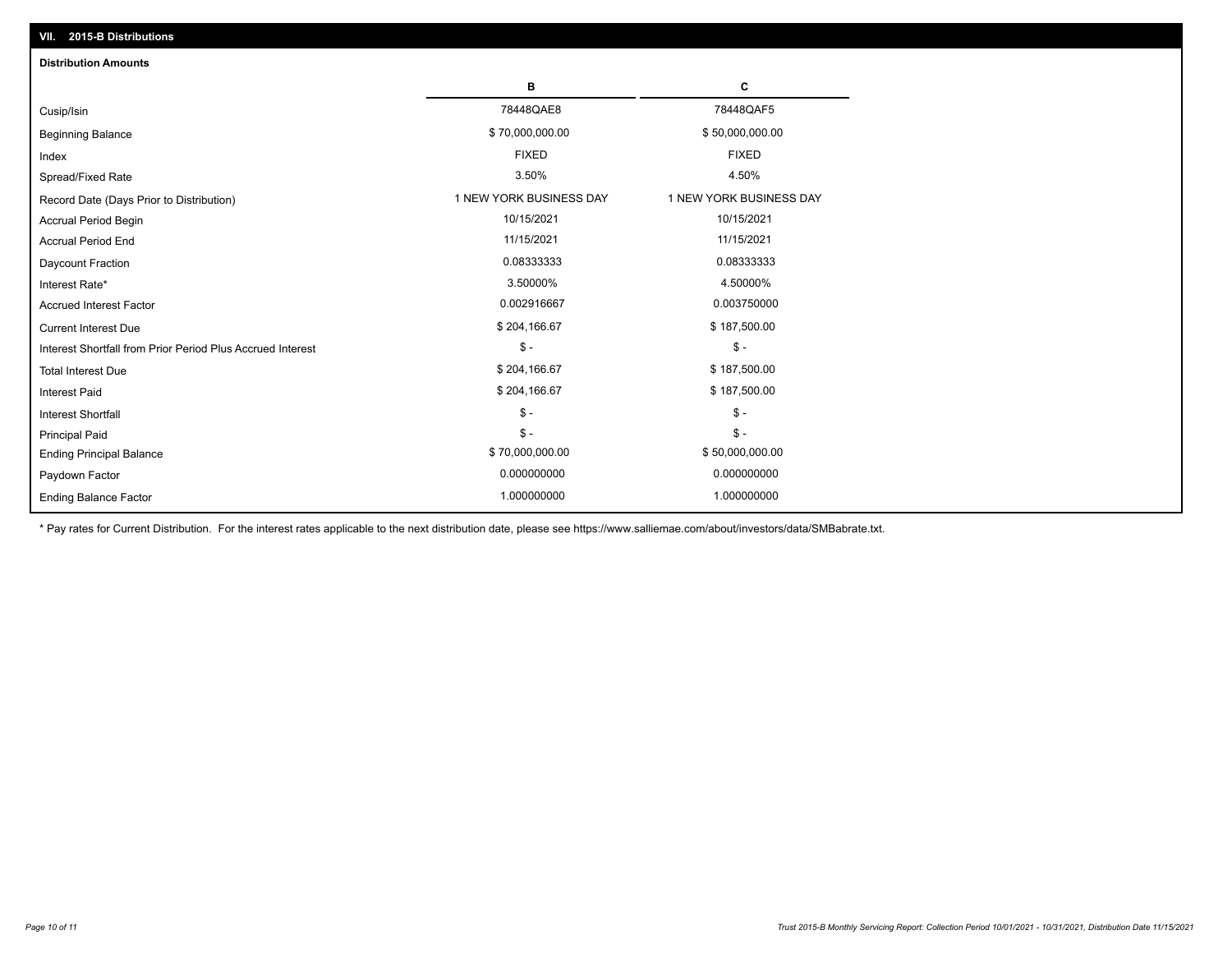## VII. 2015-B Distributions

### Distribution Amounts

| | B | C |
|---|---|---|
| Cusip/Isin | 78448QAE8 | 78448QAF5 |
| Beginning Balance | $ 70,000,000.00 | $ 50,000,000.00 |
| Index | FIXED | FIXED |
| Spread/Fixed Rate | 3.50% | 4.50% |
| Record Date (Days Prior to Distribution) | 1 NEW YORK BUSINESS DAY | 1 NEW YORK BUSINESS DAY |
| Accrual Period Begin | 10/15/2021 | 10/15/2021 |
| Accrual Period End | 11/15/2021 | 11/15/2021 |
| Daycount Fraction | 0.08333333 | 0.08333333 |
| Interest Rate* | 3.50000% | 4.50000% |
| Accrued Interest Factor | 0.002916667 | 0.003750000 |
| Current Interest Due | $ 204,166.67 | $ 187,500.00 |
| Interest Shortfall from Prior Period Plus Accrued Interest | $ - | $ - |
| Total Interest Due | $ 204,166.67 | $ 187,500.00 |
| Interest Paid | $ 204,166.67 | $ 187,500.00 |
| Interest Shortfall | $ - | $ - |
| Principal Paid | $ - | $ - |
| Ending Principal Balance | $ 70,000,000.00 | $ 50,000,000.00 |
| Paydown Factor | 0.000000000 | 0.000000000 |
| Ending Balance Factor | 1.000000000 | 1.000000000 |

* Pay rates for Current Distribution. For the interest rates applicable to the next distribution date, please see https://www.salliemae.com/about/investors/data/SMBabrate.txt.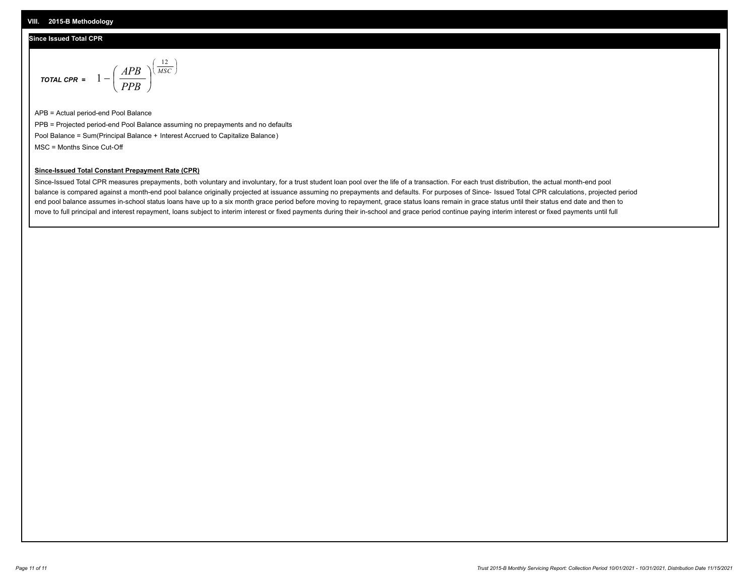## VIII. 2015-B Methodology

### Since Issued Total CPR

$$\textbf{TOTAL CPR} = 1 - \left( \frac{APB}{PPB} \right)^{\left( \frac{12}{MSC} \right)}$$

APB = Actual period-end Pool Balance

PPB = Projected period-end Pool Balance assuming no prepayments and no defaults

Pool Balance = Sum(Principal Balance + Interest Accrued to Capitalize Balance)

MSC = Months Since Cut-Off

**Since-Issued Total Constant Prepayment Rate (CPR)**

Since-Issued Total CPR measures prepayments, both voluntary and involuntary, for a trust student loan pool over the life of a transaction. For each trust distribution, the actual month-end pool balance is compared against a month-end pool balance originally projected at issuance assuming no prepayments and defaults. For purposes of Since- Issued Total CPR calculations, projected period end pool balance assumes in-school status loans have up to a six month grace period before moving to repayment, grace status loans remain in grace status until their status end date and then to move to full principal and interest repayment, loans subject to interim interest or fixed payments during their in-school and grace period continue paying interim interest or fixed payments until full